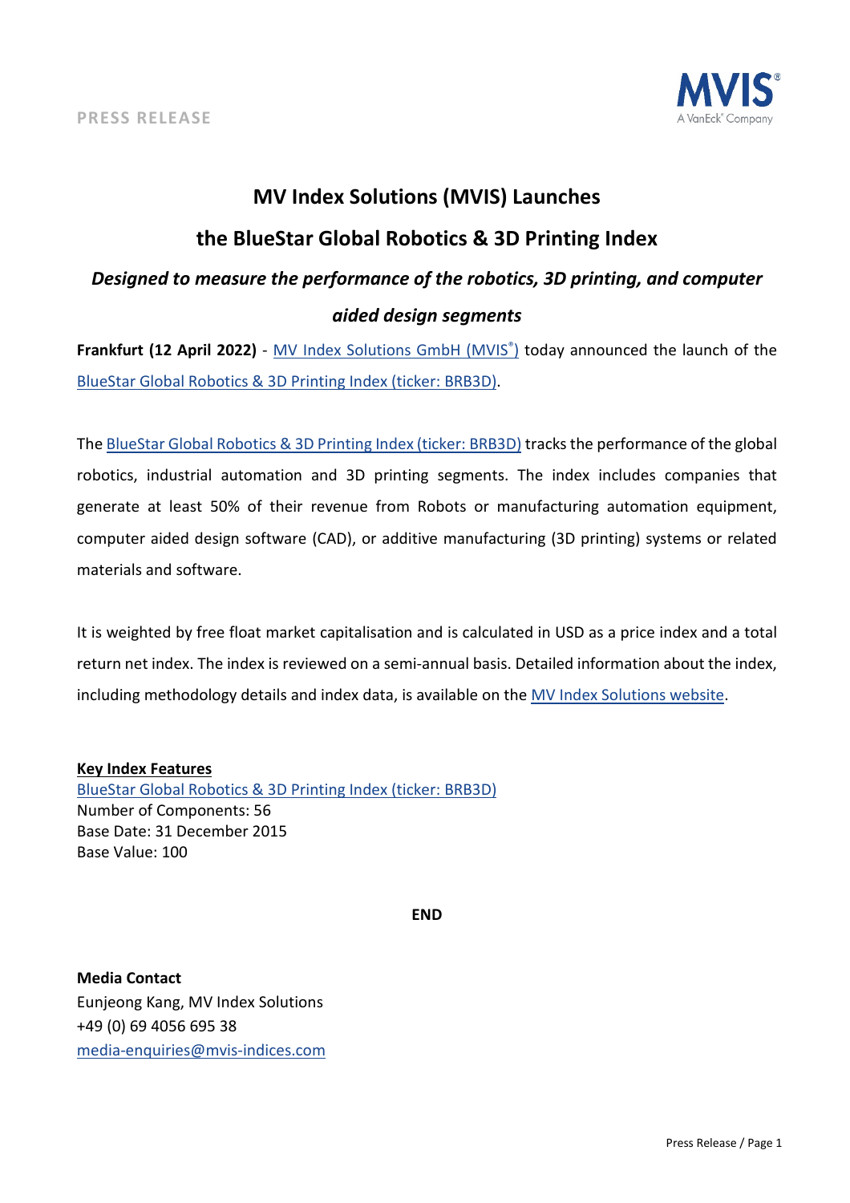PRESS RELEASE

# MV Index Solutions (MVIS) Launches the BlueStar Global Robotics & 3D Printing Index

***Designed to measure the performance of the robotics, 3D printing, and computer aided design segments***

**Frankfurt (12 April 2022)** - MV Index Solutions GmbH (MVIS®) today announced the launch of the BlueStar Global Robotics & 3D Printing Index (ticker: BRB3D).

The BlueStar Global Robotics & 3D Printing Index (ticker: BRB3D) tracks the performance of the global robotics, industrial automation and 3D printing segments. The index includes companies that generate at least 50% of their revenue from Robots or manufacturing automation equipment, computer aided design software (CAD), or additive manufacturing (3D printing) systems or related materials and software.

It is weighted by free float market capitalisation and is calculated in USD as a price index and a total return net index. The index is reviewed on a semi-annual basis. Detailed information about the index, including methodology details and index data, is available on the MV Index Solutions website.

**Key Index Features**

BlueStar Global Robotics & 3D Printing Index (ticker: BRB3D)
Number of Components: 56
Base Date: 31 December 2015
Base Value: 100

**END**

**Media Contact**
Eunjeong Kang, MV Index Solutions
+49 (0) 69 4056 695 38
media-enquiries@mvis-indices.com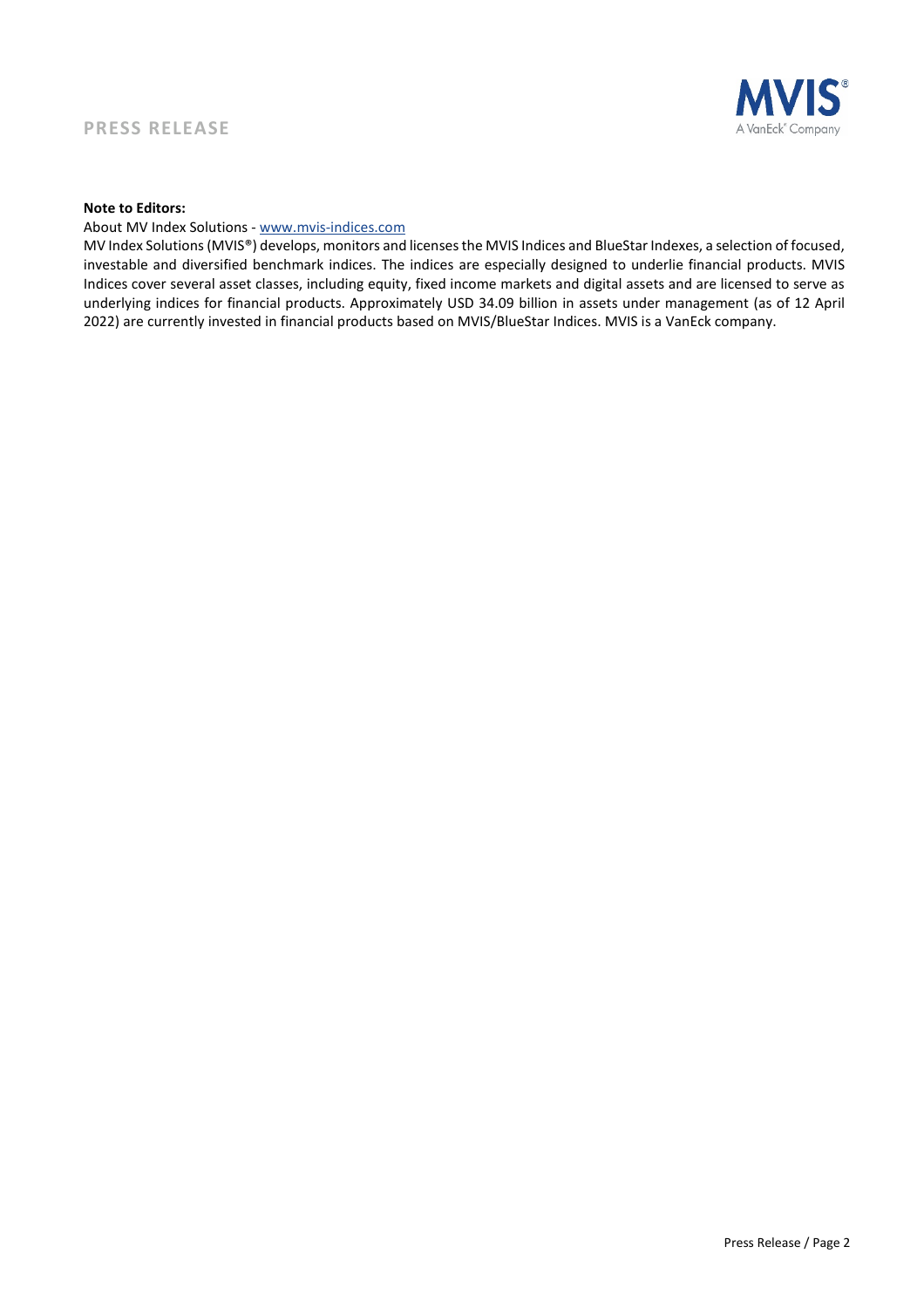**Note to Editors:**

About MV Index Solutions - [www.mvis-indices.com](http://www.mvis-indices.com)

MV Index Solutions (MVIS®) develops, monitors and licenses the MVIS Indices and BlueStar Indexes, a selection of focused, investable and diversified benchmark indices. The indices are especially designed to underlie financial products. MVIS Indices cover several asset classes, including equity, fixed income markets and digital assets and are licensed to serve as underlying indices for financial products. Approximately USD 34.09 billion in assets under management (as of 12 April 2022) are currently invested in financial products based on MVIS/BlueStar Indices. MVIS is a VanEck company.